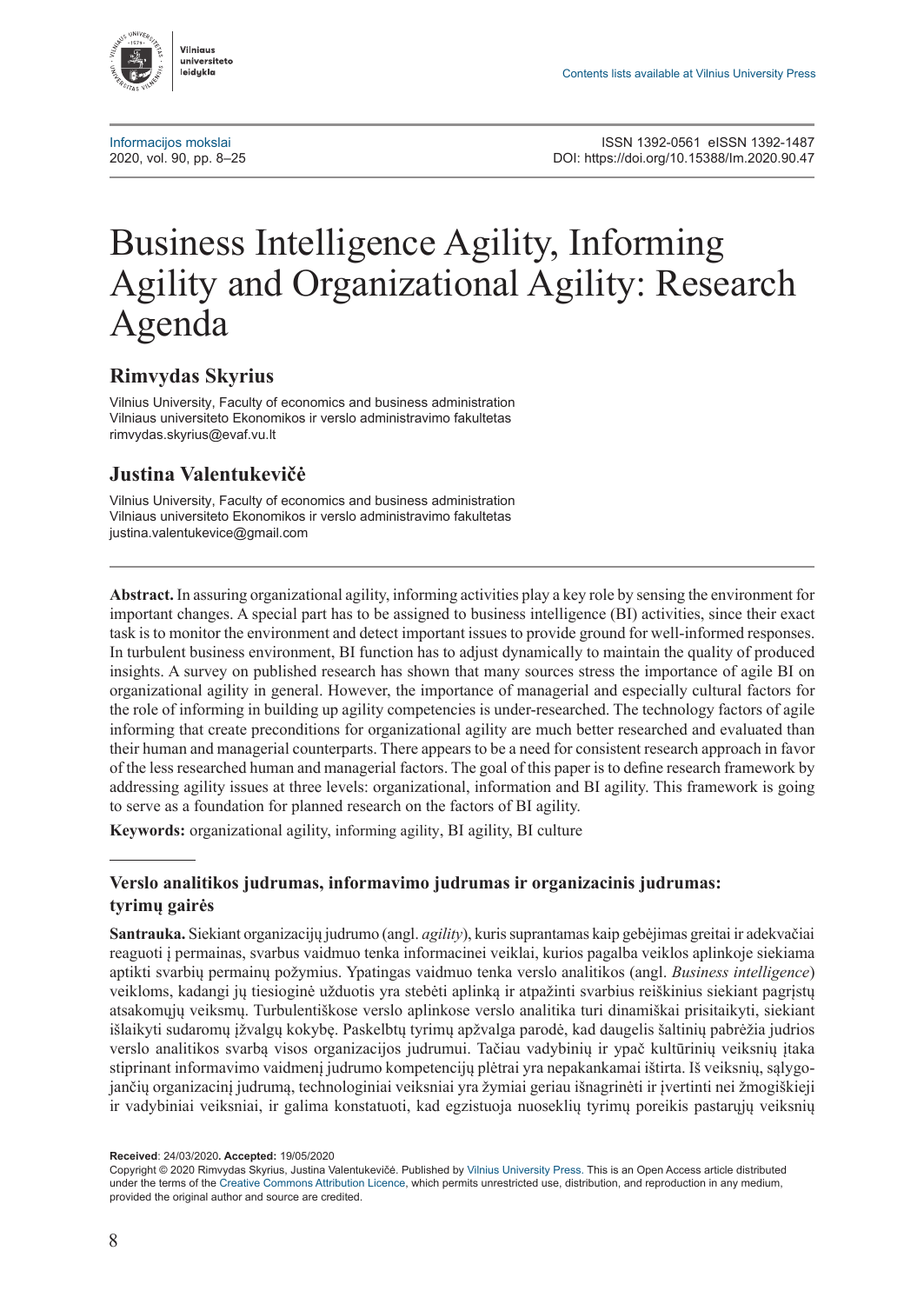Contents lists available at Vilnius University Press

Informacijos mokslai
2020, vol. 90, pp. 8–25

ISSN 1392-0561 eISSN 1392-1487
DOI: https://doi.org/10.15388/Im.2020.90.47

# Business Intelligence Agility, Informing Agility and Organizational Agility: Research Agenda

## Rimvydas Skyrius

Vilnius University, Faculty of economics and business administration
Vilniaus universiteto Ekonomikos ir verslo administravimo fakultetas
rimvydas.skyrius@evaf.vu.lt

## Justina Valentukevičė

Vilnius University, Faculty of economics and business administration
Vilniaus universiteto Ekonomikos ir verslo administravimo fakultetas
justina.valentukevice@gmail.com

**Abstract.** In assuring organizational agility, informing activities play a key role by sensing the environment for important changes. A special part has to be assigned to business intelligence (BI) activities, since their exact task is to monitor the environment and detect important issues to provide ground for well-informed responses. In turbulent business environment, BI function has to adjust dynamically to maintain the quality of produced insights. A survey on published research has shown that many sources stress the importance of agile BI on organizational agility in general. However, the importance of managerial and especially cultural factors for the role of informing in building up agility competencies is under-researched. The technology factors of agile informing that create preconditions for organizational agility are much better researched and evaluated than their human and managerial counterparts. There appears to be a need for consistent research approach in favor of the less researched human and managerial factors. The goal of this paper is to define research framework by addressing agility issues at three levels: organizational, information and BI agility. This framework is going to serve as a foundation for planned research on the factors of BI agility.

**Keywords:** organizational agility, informing agility, BI agility, BI culture

---

### Verslo analitikos judrumas, informavimo judrumas ir organizacinis judrumas: tyrimų gairės

**Santrauka.** Siekiant organizacijų judrumo (angl. *agility*), kuris suprantamas kaip gebėjimas greitai ir adekvačiai reaguoti į permainas, svarbus vaidmuo tenka informacinei veiklai, kurios pagalba veiklos aplinkoje siekiama aptikti svarbių permainų požymius. Ypatingas vaidmuo tenka verslo analitikos (angl. *Business intelligence*) veikloms, kadangi jų tiesioginė užduotis yra stebėti aplinką ir atpažinti svarbius reiškinius siekiant pagrįstų atsakomųjų veiksmų. Turbulentiškose verslo aplinkose verslo analitika turi dinamiškai prisitaikyti, siekiant išlaikyti sudaromų įžvalgų kokybę. Paskelbtų tyrimų apžvalga parodė, kad daugelis šaltinių pabrėžia judrios verslo analitikos svarbą visos organizacijos judrumui. Tačiau vadybinių ir ypač kultūrinių veiksnių įtaka stiprinant informavimo vaidmenį judrumo kompetencijų plėtrai yra nepakankamai ištirta. Iš veiksnių, sąlygojančių organizacinį judrumą, technologiniai veiksniai yra žymiai geriau išnagrinėti ir įvertinti nei žmogiškieji ir vadybiniai veiksniai, ir galima konstatuoti, kad egzistuoja nuoseklių tyrimų poreikis pastarųjų veiksnių

**Received**: 24/03/2020. **Accepted:** 19/05/2020
Copyright © 2020 Rimvydas Skyrius, Justina Valentukevičė. Published by Vilnius University Press. This is an Open Access article distributed under the terms of the Creative Commons Attribution Licence, which permits unrestricted use, distribution, and reproduction in any medium, provided the original author and source are credited.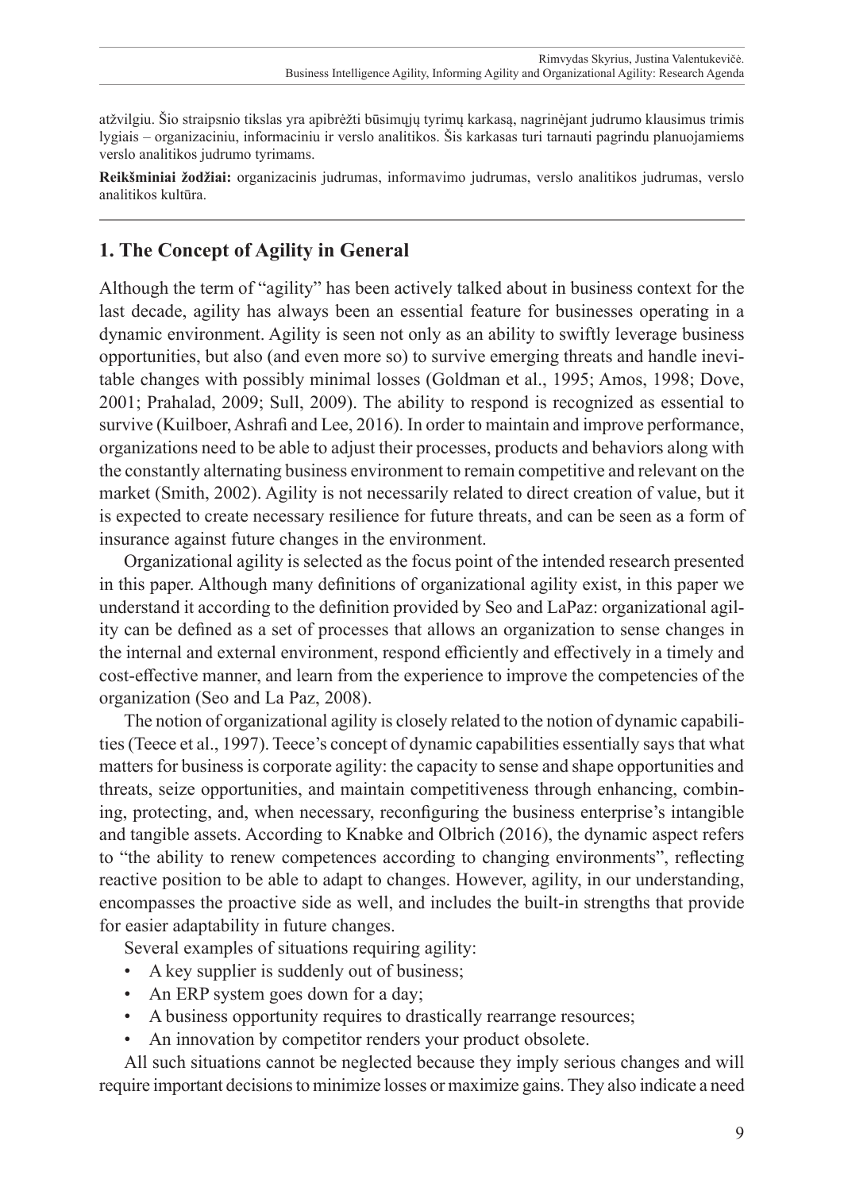atžvilgiu. Šio straipsnio tikslas yra apibrėžti būsimųjų tyrimų karkasą, nagrinėjant judrumo klausimus trimis lygiais – organizaciniu, informaciniu ir verslo analitikos. Šis karkasas turi tarnauti pagrindu planuojamiems verslo analitikos judrumo tyrimams.

**Reikšminiai žodžiai:** organizacinis judrumas, informavimo judrumas, verslo analitikos judrumas, verslo analitikos kultūra.

## 1. The Concept of Agility in General

Although the term of "agility" has been actively talked about in business context for the last decade, agility has always been an essential feature for businesses operating in a dynamic environment. Agility is seen not only as an ability to swiftly leverage business opportunities, but also (and even more so) to survive emerging threats and handle inevitable changes with possibly minimal losses (Goldman et al., 1995; Amos, 1998; Dove, 2001; Prahalad, 2009; Sull, 2009). The ability to respond is recognized as essential to survive (Kuilboer, Ashrafi and Lee, 2016). In order to maintain and improve performance, organizations need to be able to adjust their processes, products and behaviors along with the constantly alternating business environment to remain competitive and relevant on the market (Smith, 2002). Agility is not necessarily related to direct creation of value, but it is expected to create necessary resilience for future threats, and can be seen as a form of insurance against future changes in the environment.

Organizational agility is selected as the focus point of the intended research presented in this paper. Although many definitions of organizational agility exist, in this paper we understand it according to the definition provided by Seo and LaPaz: organizational agility can be defined as a set of processes that allows an organization to sense changes in the internal and external environment, respond efficiently and effectively in a timely and cost-effective manner, and learn from the experience to improve the competencies of the organization (Seo and La Paz, 2008).

The notion of organizational agility is closely related to the notion of dynamic capabilities (Teece et al., 1997). Teece's concept of dynamic capabilities essentially says that what matters for business is corporate agility: the capacity to sense and shape opportunities and threats, seize opportunities, and maintain competitiveness through enhancing, combining, protecting, and, when necessary, reconfiguring the business enterprise's intangible and tangible assets. According to Knabke and Olbrich (2016), the dynamic aspect refers to "the ability to renew competences according to changing environments", reflecting reactive position to be able to adapt to changes. However, agility, in our understanding, encompasses the proactive side as well, and includes the built-in strengths that provide for easier adaptability in future changes.

Several examples of situations requiring agility:

- A key supplier is suddenly out of business;
- An ERP system goes down for a day;
- A business opportunity requires to drastically rearrange resources;
- An innovation by competitor renders your product obsolete.

All such situations cannot be neglected because they imply serious changes and will require important decisions to minimize losses or maximize gains. They also indicate a need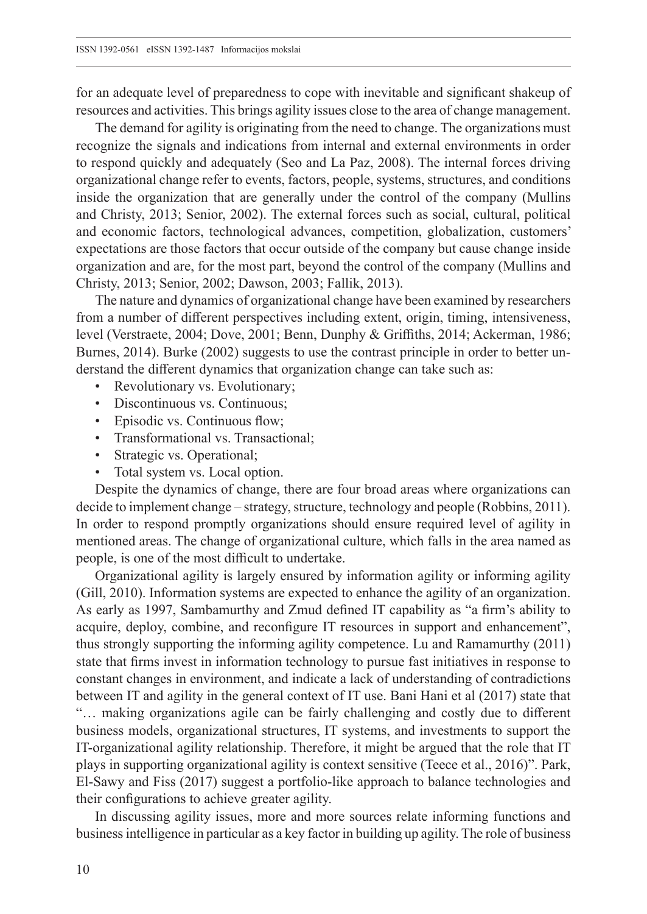for an adequate level of preparedness to cope with inevitable and significant shakeup of resources and activities. This brings agility issues close to the area of change management.

The demand for agility is originating from the need to change. The organizations must recognize the signals and indications from internal and external environments in order to respond quickly and adequately (Seo and La Paz, 2008). The internal forces driving organizational change refer to events, factors, people, systems, structures, and conditions inside the organization that are generally under the control of the company (Mullins and Christy, 2013; Senior, 2002). The external forces such as social, cultural, political and economic factors, technological advances, competition, globalization, customers' expectations are those factors that occur outside of the company but cause change inside organization and are, for the most part, beyond the control of the company (Mullins and Christy, 2013; Senior, 2002; Dawson, 2003; Fallik, 2013).

The nature and dynamics of organizational change have been examined by researchers from a number of different perspectives including extent, origin, timing, intensiveness, level (Verstraete, 2004; Dove, 2001; Benn, Dunphy & Griffiths, 2014; Ackerman, 1986; Burnes, 2014). Burke (2002) suggests to use the contrast principle in order to better understand the different dynamics that organization change can take such as:

- Revolutionary vs. Evolutionary;
- Discontinuous vs. Continuous;
- Episodic vs. Continuous flow;
- Transformational vs. Transactional;
- Strategic vs. Operational;
- Total system vs. Local option.

Despite the dynamics of change, there are four broad areas where organizations can decide to implement change – strategy, structure, technology and people (Robbins, 2011). In order to respond promptly organizations should ensure required level of agility in mentioned areas. The change of organizational culture, which falls in the area named as people, is one of the most difficult to undertake.

Organizational agility is largely ensured by information agility or informing agility (Gill, 2010). Information systems are expected to enhance the agility of an organization. As early as 1997, Sambamurthy and Zmud defined IT capability as "a firm's ability to acquire, deploy, combine, and reconfigure IT resources in support and enhancement", thus strongly supporting the informing agility competence. Lu and Ramamurthy (2011) state that firms invest in information technology to pursue fast initiatives in response to constant changes in environment, and indicate a lack of understanding of contradictions between IT and agility in the general context of IT use. Bani Hani et al (2017) state that "… making organizations agile can be fairly challenging and costly due to different business models, organizational structures, IT systems, and investments to support the IT-organizational agility relationship. Therefore, it might be argued that the role that IT plays in supporting organizational agility is context sensitive (Teece et al., 2016)". Park, El-Sawy and Fiss (2017) suggest a portfolio-like approach to balance technologies and their configurations to achieve greater agility.

In discussing agility issues, more and more sources relate informing functions and business intelligence in particular as a key factor in building up agility. The role of business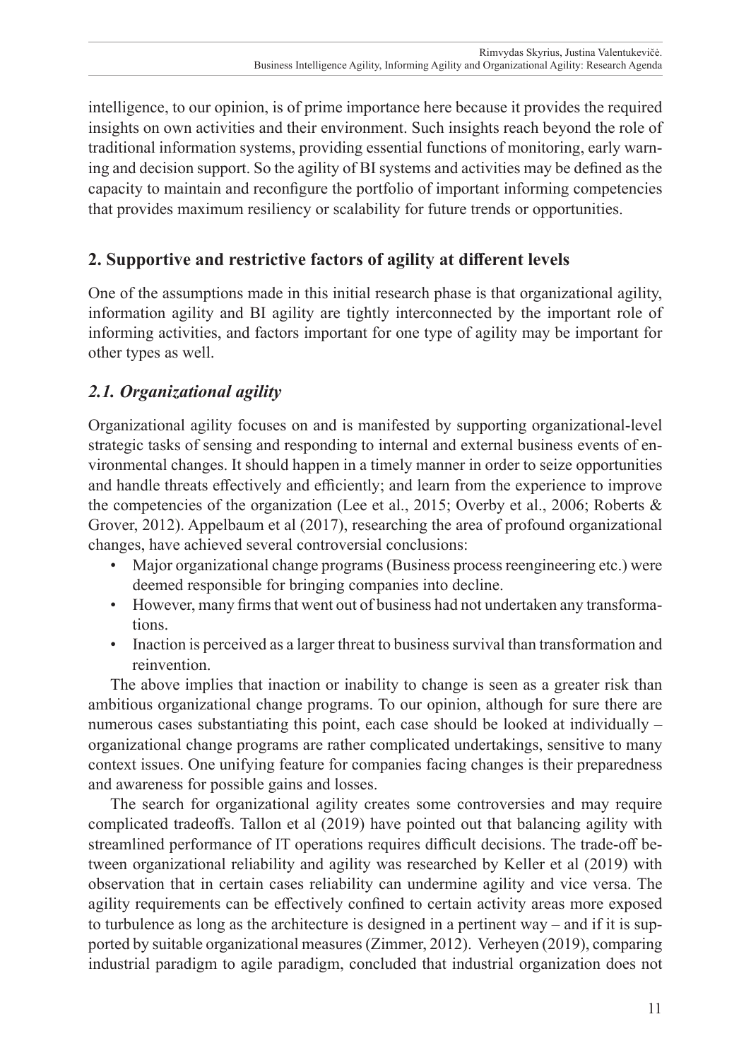intelligence, to our opinion, is of prime importance here because it provides the required insights on own activities and their environment. Such insights reach beyond the role of traditional information systems, providing essential functions of monitoring, early warning and decision support. So the agility of BI systems and activities may be defined as the capacity to maintain and reconfigure the portfolio of important informing competencies that provides maximum resiliency or scalability for future trends or opportunities.

## 2. Supportive and restrictive factors of agility at different levels

One of the assumptions made in this initial research phase is that organizational agility, information agility and BI agility are tightly interconnected by the important role of informing activities, and factors important for one type of agility may be important for other types as well.

### *2.1. Organizational agility*

Organizational agility focuses on and is manifested by supporting organizational-level strategic tasks of sensing and responding to internal and external business events of environmental changes. It should happen in a timely manner in order to seize opportunities and handle threats effectively and efficiently; and learn from the experience to improve the competencies of the organization (Lee et al., 2015; Overby et al., 2006; Roberts & Grover, 2012). Appelbaum et al (2017), researching the area of profound organizational changes, have achieved several controversial conclusions:

- Major organizational change programs (Business process reengineering etc.) were deemed responsible for bringing companies into decline.
- However, many firms that went out of business had not undertaken any transformations.
- Inaction is perceived as a larger threat to business survival than transformation and reinvention.

The above implies that inaction or inability to change is seen as a greater risk than ambitious organizational change programs. To our opinion, although for sure there are numerous cases substantiating this point, each case should be looked at individually – organizational change programs are rather complicated undertakings, sensitive to many context issues. One unifying feature for companies facing changes is their preparedness and awareness for possible gains and losses.

The search for organizational agility creates some controversies and may require complicated tradeoffs. Tallon et al (2019) have pointed out that balancing agility with streamlined performance of IT operations requires difficult decisions. The trade-off between organizational reliability and agility was researched by Keller et al (2019) with observation that in certain cases reliability can undermine agility and vice versa. The agility requirements can be effectively confined to certain activity areas more exposed to turbulence as long as the architecture is designed in a pertinent way – and if it is supported by suitable organizational measures (Zimmer, 2012). Verheyen (2019), comparing industrial paradigm to agile paradigm, concluded that industrial organization does not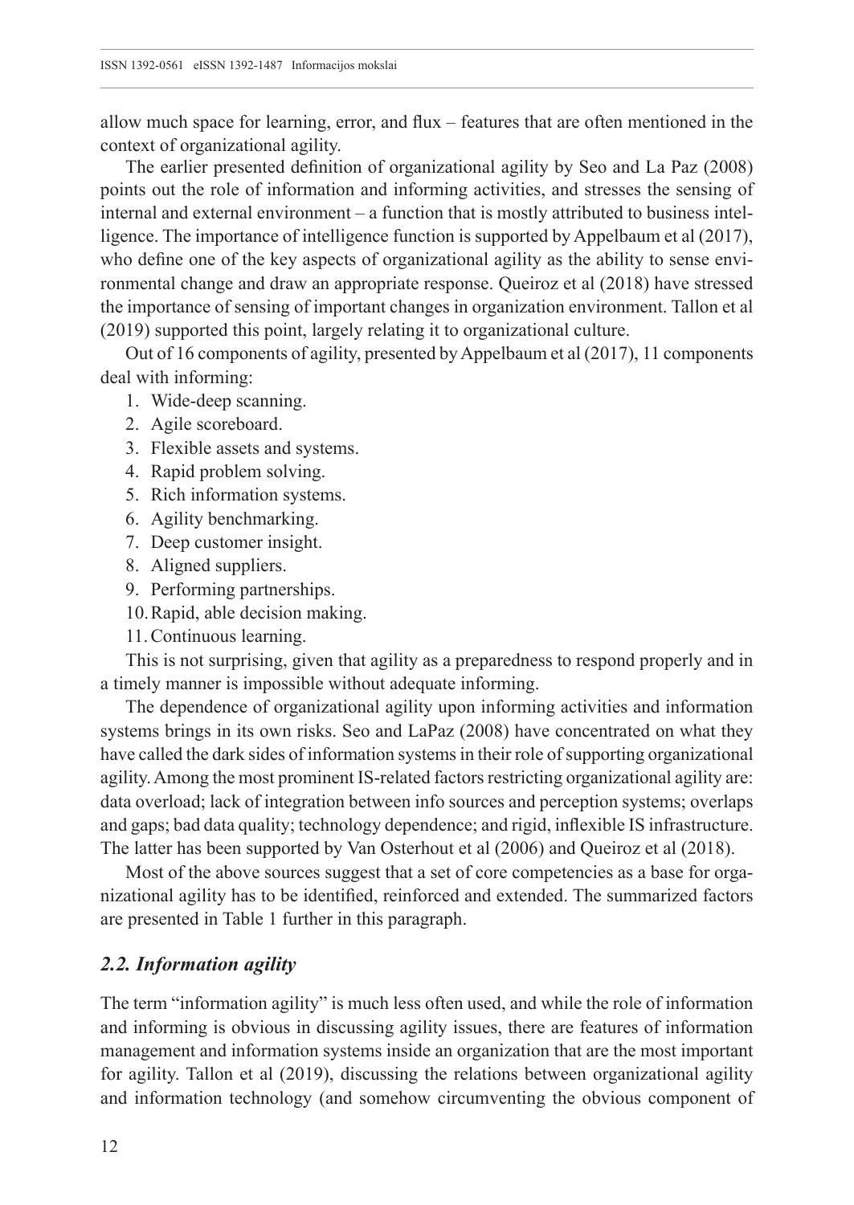allow much space for learning, error, and flux – features that are often mentioned in the context of organizational agility.

The earlier presented definition of organizational agility by Seo and La Paz (2008) points out the role of information and informing activities, and stresses the sensing of internal and external environment – a function that is mostly attributed to business intelligence. The importance of intelligence function is supported by Appelbaum et al (2017), who define one of the key aspects of organizational agility as the ability to sense environmental change and draw an appropriate response. Queiroz et al (2018) have stressed the importance of sensing of important changes in organization environment. Tallon et al (2019) supported this point, largely relating it to organizational culture.

Out of 16 components of agility, presented by Appelbaum et al (2017), 11 components deal with informing:

1. Wide-deep scanning.
2. Agile scoreboard.
3. Flexible assets and systems.
4. Rapid problem solving.
5. Rich information systems.
6. Agility benchmarking.
7. Deep customer insight.
8. Aligned suppliers.
9. Performing partnerships.
10. Rapid, able decision making.
11. Continuous learning.

This is not surprising, given that agility as a preparedness to respond properly and in a timely manner is impossible without adequate informing.

The dependence of organizational agility upon informing activities and information systems brings in its own risks. Seo and LaPaz (2008) have concentrated on what they have called the dark sides of information systems in their role of supporting organizational agility. Among the most prominent IS-related factors restricting organizational agility are: data overload; lack of integration between info sources and perception systems; overlaps and gaps; bad data quality; technology dependence; and rigid, inflexible IS infrastructure. The latter has been supported by Van Osterhout et al (2006) and Queiroz et al (2018).

Most of the above sources suggest that a set of core competencies as a base for organizational agility has to be identified, reinforced and extended. The summarized factors are presented in Table 1 further in this paragraph.

### *2.2. Information agility*

The term "information agility" is much less often used, and while the role of information and informing is obvious in discussing agility issues, there are features of information management and information systems inside an organization that are the most important for agility. Tallon et al (2019), discussing the relations between organizational agility and information technology (and somehow circumventing the obvious component of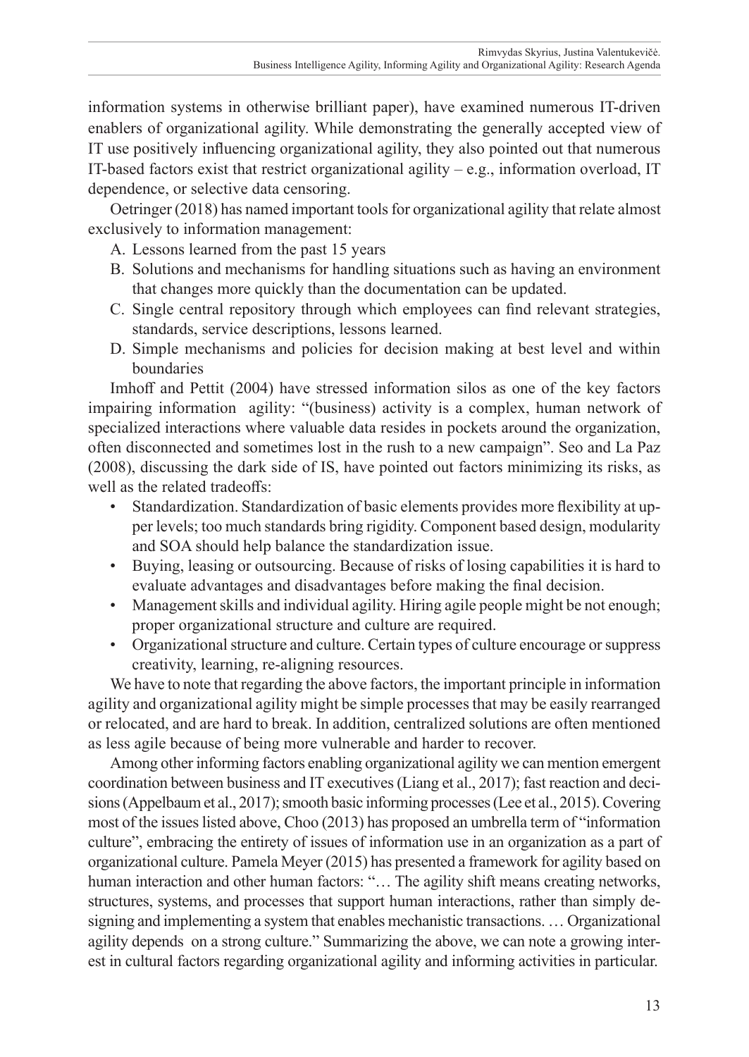information systems in otherwise brilliant paper), have examined numerous IT-driven enablers of organizational agility. While demonstrating the generally accepted view of IT use positively influencing organizational agility, they also pointed out that numerous IT-based factors exist that restrict organizational agility – e.g., information overload, IT dependence, or selective data censoring.

Oetringer (2018) has named important tools for organizational agility that relate almost exclusively to information management:

A. Lessons learned from the past 15 years
B. Solutions and mechanisms for handling situations such as having an environment that changes more quickly than the documentation can be updated.
C. Single central repository through which employees can find relevant strategies, standards, service descriptions, lessons learned.
D. Simple mechanisms and policies for decision making at best level and within boundaries

Imhoff and Pettit (2004) have stressed information silos as one of the key factors impairing information agility: "(business) activity is a complex, human network of specialized interactions where valuable data resides in pockets around the organization, often disconnected and sometimes lost in the rush to a new campaign". Seo and La Paz (2008), discussing the dark side of IS, have pointed out factors minimizing its risks, as well as the related tradeoffs:

- Standardization. Standardization of basic elements provides more flexibility at upper levels; too much standards bring rigidity. Component based design, modularity and SOA should help balance the standardization issue.
- Buying, leasing or outsourcing. Because of risks of losing capabilities it is hard to evaluate advantages and disadvantages before making the final decision.
- Management skills and individual agility. Hiring agile people might be not enough; proper organizational structure and culture are required.
- Organizational structure and culture. Certain types of culture encourage or suppress creativity, learning, re-aligning resources.

We have to note that regarding the above factors, the important principle in information agility and organizational agility might be simple processes that may be easily rearranged or relocated, and are hard to break. In addition, centralized solutions are often mentioned as less agile because of being more vulnerable and harder to recover.

Among other informing factors enabling organizational agility we can mention emergent coordination between business and IT executives (Liang et al., 2017); fast reaction and decisions (Appelbaum et al., 2017); smooth basic informing processes (Lee et al., 2015). Covering most of the issues listed above, Choo (2013) has proposed an umbrella term of "information culture", embracing the entirety of issues of information use in an organization as a part of organizational culture. Pamela Meyer (2015) has presented a framework for agility based on human interaction and other human factors: "… The agility shift means creating networks, structures, systems, and processes that support human interactions, rather than simply designing and implementing a system that enables mechanistic transactions. … Organizational agility depends on a strong culture." Summarizing the above, we can note a growing interest in cultural factors regarding organizational agility and informing activities in particular.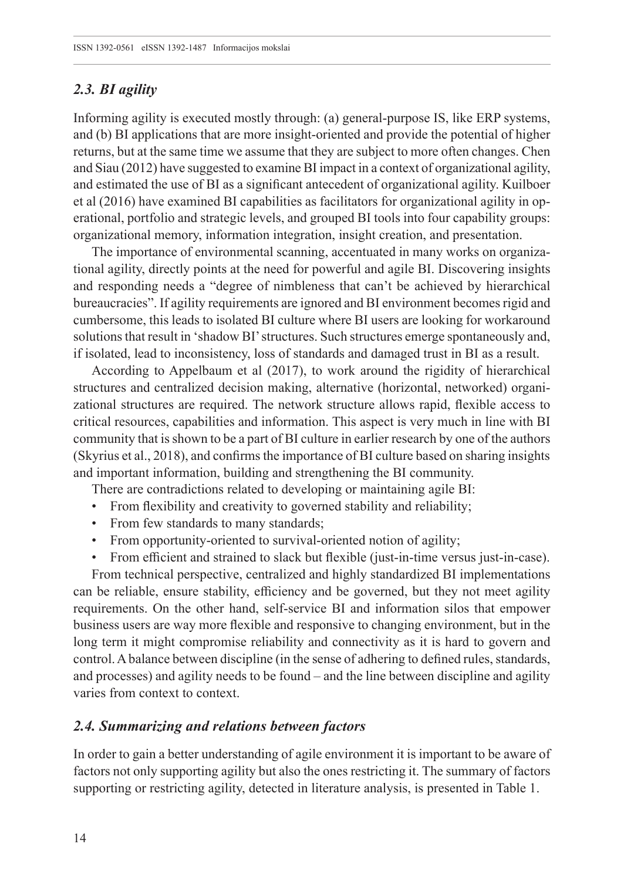### *2.3. BI agility*

Informing agility is executed mostly through: (a) general-purpose IS, like ERP systems, and (b) BI applications that are more insight-oriented and provide the potential of higher returns, but at the same time we assume that they are subject to more often changes. Chen and Siau (2012) have suggested to examine BI impact in a context of organizational agility, and estimated the use of BI as a significant antecedent of organizational agility. Kuilboer et al (2016) have examined BI capabilities as facilitators for organizational agility in operational, portfolio and strategic levels, and grouped BI tools into four capability groups: organizational memory, information integration, insight creation, and presentation.

The importance of environmental scanning, accentuated in many works on organizational agility, directly points at the need for powerful and agile BI. Discovering insights and responding needs a "degree of nimbleness that can't be achieved by hierarchical bureaucracies". If agility requirements are ignored and BI environment becomes rigid and cumbersome, this leads to isolated BI culture where BI users are looking for workaround solutions that result in 'shadow BI' structures. Such structures emerge spontaneously and, if isolated, lead to inconsistency, loss of standards and damaged trust in BI as a result.

According to Appelbaum et al (2017), to work around the rigidity of hierarchical structures and centralized decision making, alternative (horizontal, networked) organizational structures are required. The network structure allows rapid, flexible access to critical resources, capabilities and information. This aspect is very much in line with BI community that is shown to be a part of BI culture in earlier research by one of the authors (Skyrius et al., 2018), and confirms the importance of BI culture based on sharing insights and important information, building and strengthening the BI community.

There are contradictions related to developing or maintaining agile BI:

- From flexibility and creativity to governed stability and reliability;
- From few standards to many standards;
- From opportunity-oriented to survival-oriented notion of agility;
- From efficient and strained to slack but flexible (just-in-time versus just-in-case).

From technical perspective, centralized and highly standardized BI implementations can be reliable, ensure stability, efficiency and be governed, but they not meet agility requirements. On the other hand, self-service BI and information silos that empower business users are way more flexible and responsive to changing environment, but in the long term it might compromise reliability and connectivity as it is hard to govern and control. A balance between discipline (in the sense of adhering to defined rules, standards, and processes) and agility needs to be found – and the line between discipline and agility varies from context to context.

### *2.4. Summarizing and relations between factors*

In order to gain a better understanding of agile environment it is important to be aware of factors not only supporting agility but also the ones restricting it. The summary of factors supporting or restricting agility, detected in literature analysis, is presented in Table 1.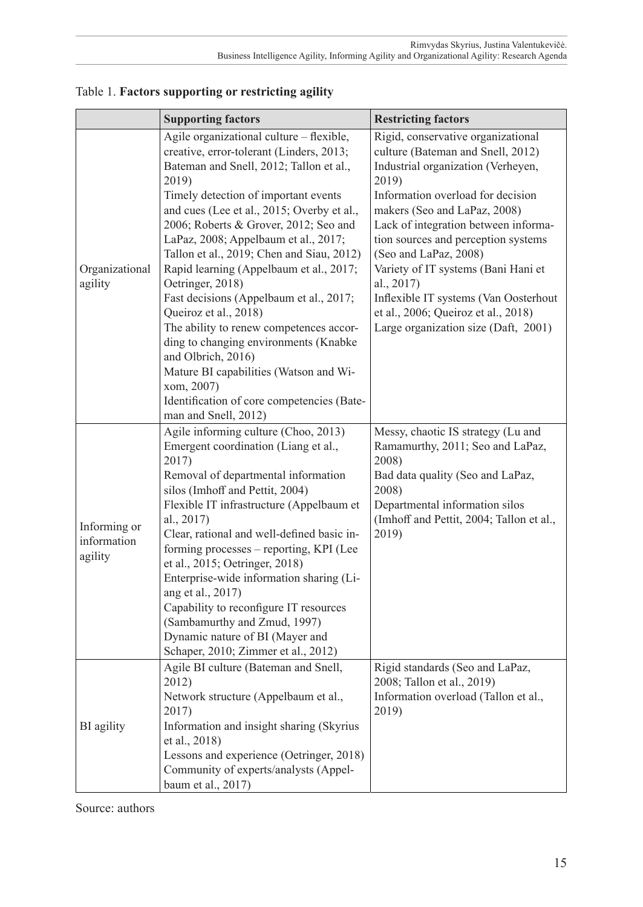Table 1. **Factors supporting or restricting agility**

| | **Supporting factors** | **Restricting factors** |
|---|---|---|
| Organizational agility | Agile organizational culture – flexible, creative, error-tolerant (Linders, 2013; Bateman and Snell, 2012; Tallon et al., 2019)<br>Timely detection of important events and cues (Lee et al., 2015; Overby et al., 2006; Roberts & Grover, 2012; Seo and LaPaz, 2008; Appelbaum et al., 2017; Tallon et al., 2019; Chen and Siau, 2012)<br>Rapid learning (Appelbaum et al., 2017; Oetringer, 2018)<br>Fast decisions (Appelbaum et al., 2017; Queiroz et al., 2018)<br>The ability to renew competences according to changing environments (Knabke and Olbrich, 2016)<br>Mature BI capabilities (Watson and Wixom, 2007)<br>Identification of core competencies (Bateman and Snell, 2012) | Rigid, conservative organizational culture (Bateman and Snell, 2012)<br>Industrial organization (Verheyen, 2019)<br>Information overload for decision makers (Seo and LaPaz, 2008)<br>Lack of integration between information sources and perception systems (Seo and LaPaz, 2008)<br>Variety of IT systems (Bani Hani et al., 2017)<br>Inflexible IT systems (Van Oosterhout et al., 2006; Queiroz et al., 2018)<br>Large organization size (Daft, 2001) |
| Informing or information agility | Agile informing culture (Choo, 2013)<br>Emergent coordination (Liang et al., 2017)<br>Removal of departmental information silos (Imhoff and Pettit, 2004)<br>Flexible IT infrastructure (Appelbaum et al., 2017)<br>Clear, rational and well-defined basic informing processes – reporting, KPI (Lee et al., 2015; Oetringer, 2018)<br>Enterprise-wide information sharing (Liang et al., 2017)<br>Capability to reconfigure IT resources (Sambamurthy and Zmud, 1997)<br>Dynamic nature of BI (Mayer and Schaper, 2010; Zimmer et al., 2012) | Messy, chaotic IS strategy (Lu and Ramamurthy, 2011; Seo and LaPaz, 2008)<br>Bad data quality (Seo and LaPaz, 2008)<br>Departmental information silos (Imhoff and Pettit, 2004; Tallon et al., 2019) |
| BI agility | Agile BI culture (Bateman and Snell, 2012)<br>Network structure (Appelbaum et al., 2017)<br>Information and insight sharing (Skyrius et al., 2018)<br>Lessons and experience (Oetringer, 2018)<br>Community of experts/analysts (Appelbaum et al., 2017) | Rigid standards (Seo and LaPaz, 2008; Tallon et al., 2019)<br>Information overload (Tallon et al., 2019) |

Source: authors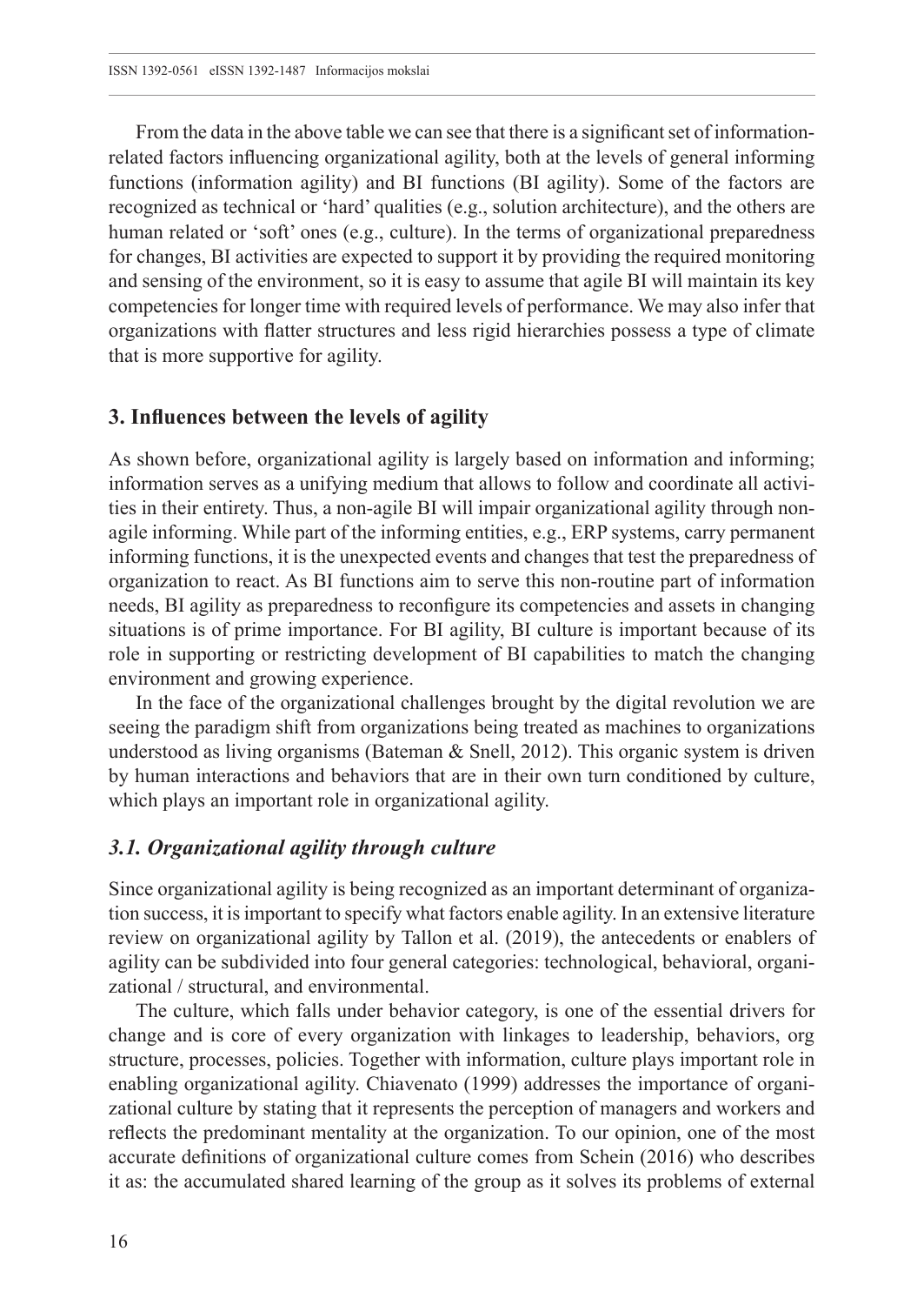From the data in the above table we can see that there is a significant set of information-related factors influencing organizational agility, both at the levels of general informing functions (information agility) and BI functions (BI agility). Some of the factors are recognized as technical or 'hard' qualities (e.g., solution architecture), and the others are human related or 'soft' ones (e.g., culture). In the terms of organizational preparedness for changes, BI activities are expected to support it by providing the required monitoring and sensing of the environment, so it is easy to assume that agile BI will maintain its key competencies for longer time with required levels of performance. We may also infer that organizations with flatter structures and less rigid hierarchies possess a type of climate that is more supportive for agility.

## 3. Influences between the levels of agility

As shown before, organizational agility is largely based on information and informing; information serves as a unifying medium that allows to follow and coordinate all activities in their entirety. Thus, a non-agile BI will impair organizational agility through non-agile informing. While part of the informing entities, e.g., ERP systems, carry permanent informing functions, it is the unexpected events and changes that test the preparedness of organization to react. As BI functions aim to serve this non-routine part of information needs, BI agility as preparedness to reconfigure its competencies and assets in changing situations is of prime importance. For BI agility, BI culture is important because of its role in supporting or restricting development of BI capabilities to match the changing environment and growing experience.

In the face of the organizational challenges brought by the digital revolution we are seeing the paradigm shift from organizations being treated as machines to organizations understood as living organisms (Bateman & Snell, 2012). This organic system is driven by human interactions and behaviors that are in their own turn conditioned by culture, which plays an important role in organizational agility.

### *3.1. Organizational agility through culture*

Since organizational agility is being recognized as an important determinant of organization success, it is important to specify what factors enable agility. In an extensive literature review on organizational agility by Tallon et al. (2019), the antecedents or enablers of agility can be subdivided into four general categories: technological, behavioral, organizational / structural, and environmental.

The culture, which falls under behavior category, is one of the essential drivers for change and is core of every organization with linkages to leadership, behaviors, org structure, processes, policies. Together with information, culture plays important role in enabling organizational agility. Chiavenato (1999) addresses the importance of organizational culture by stating that it represents the perception of managers and workers and reflects the predominant mentality at the organization. To our opinion, one of the most accurate definitions of organizational culture comes from Schein (2016) who describes it as: the accumulated shared learning of the group as it solves its problems of external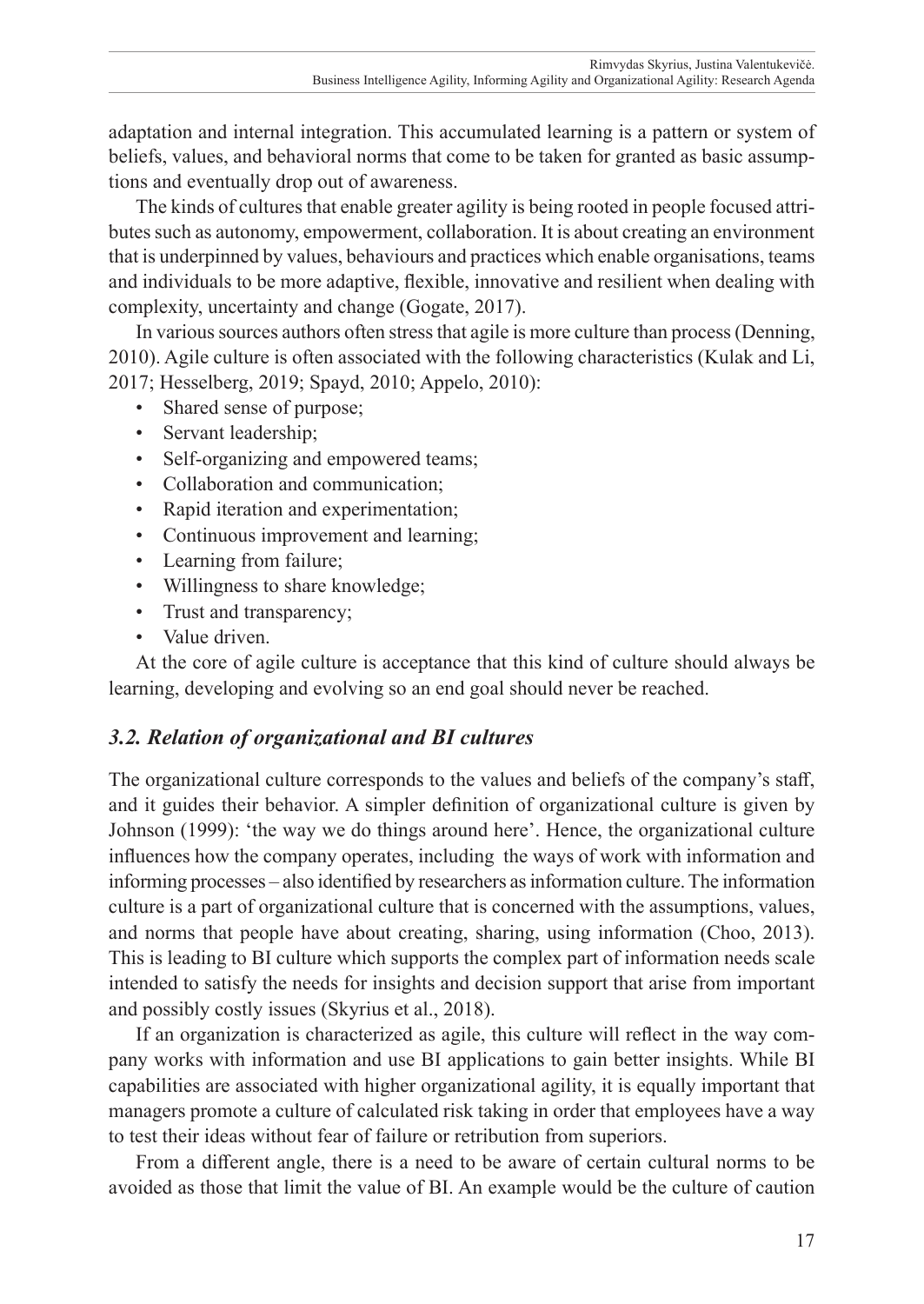adaptation and internal integration. This accumulated learning is a pattern or system of beliefs, values, and behavioral norms that come to be taken for granted as basic assumptions and eventually drop out of awareness.

The kinds of cultures that enable greater agility is being rooted in people focused attributes such as autonomy, empowerment, collaboration. It is about creating an environment that is underpinned by values, behaviours and practices which enable organisations, teams and individuals to be more adaptive, flexible, innovative and resilient when dealing with complexity, uncertainty and change (Gogate, 2017).

In various sources authors often stress that agile is more culture than process (Denning, 2010). Agile culture is often associated with the following characteristics (Kulak and Li, 2017; Hesselberg, 2019; Spayd, 2010; Appelo, 2010):

- Shared sense of purpose;
- Servant leadership;
- Self-organizing and empowered teams;
- Collaboration and communication;
- Rapid iteration and experimentation;
- Continuous improvement and learning;
- Learning from failure;
- Willingness to share knowledge;
- Trust and transparency;
- Value driven.

At the core of agile culture is acceptance that this kind of culture should always be learning, developing and evolving so an end goal should never be reached.

### *3.2. Relation of organizational and BI cultures*

The organizational culture corresponds to the values and beliefs of the company's staff, and it guides their behavior. A simpler definition of organizational culture is given by Johnson (1999): 'the way we do things around here'. Hence, the organizational culture influences how the company operates, including the ways of work with information and informing processes – also identified by researchers as information culture. The information culture is a part of organizational culture that is concerned with the assumptions, values, and norms that people have about creating, sharing, using information (Choo, 2013). This is leading to BI culture which supports the complex part of information needs scale intended to satisfy the needs for insights and decision support that arise from important and possibly costly issues (Skyrius et al., 2018).

If an organization is characterized as agile, this culture will reflect in the way company works with information and use BI applications to gain better insights. While BI capabilities are associated with higher organizational agility, it is equally important that managers promote a culture of calculated risk taking in order that employees have a way to test their ideas without fear of failure or retribution from superiors.

From a different angle, there is a need to be aware of certain cultural norms to be avoided as those that limit the value of BI. An example would be the culture of caution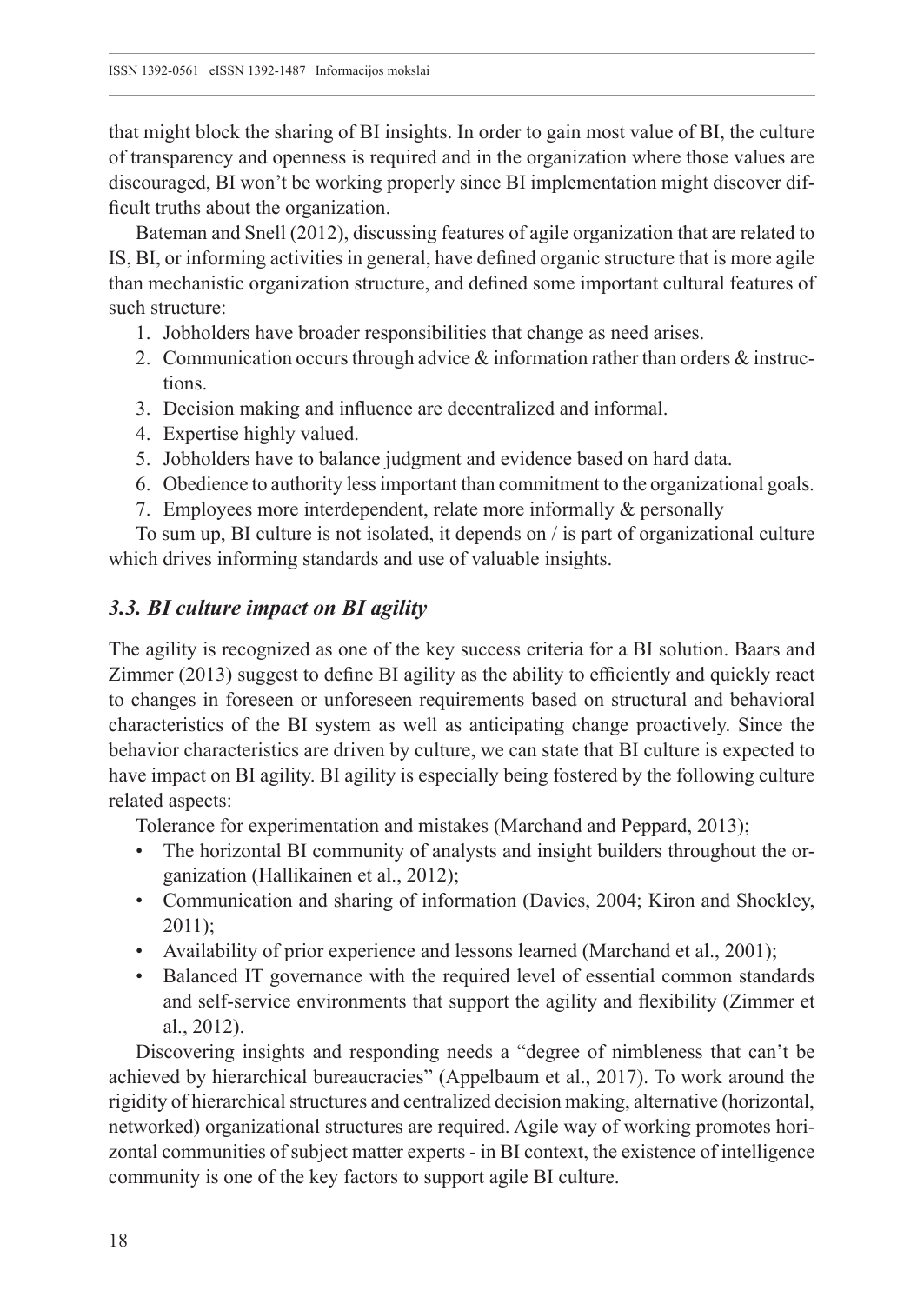that might block the sharing of BI insights. In order to gain most value of BI, the culture of transparency and openness is required and in the organization where those values are discouraged, BI won't be working properly since BI implementation might discover difficult truths about the organization.

Bateman and Snell (2012), discussing features of agile organization that are related to IS, BI, or informing activities in general, have defined organic structure that is more agile than mechanistic organization structure, and defined some important cultural features of such structure:

1. Jobholders have broader responsibilities that change as need arises.
2. Communication occurs through advice & information rather than orders & instructions.
3. Decision making and influence are decentralized and informal.
4. Expertise highly valued.
5. Jobholders have to balance judgment and evidence based on hard data.
6. Obedience to authority less important than commitment to the organizational goals.
7. Employees more interdependent, relate more informally & personally

To sum up, BI culture is not isolated, it depends on / is part of organizational culture which drives informing standards and use of valuable insights.

### *3.3. BI culture impact on BI agility*

The agility is recognized as one of the key success criteria for a BI solution. Baars and Zimmer (2013) suggest to define BI agility as the ability to efficiently and quickly react to changes in foreseen or unforeseen requirements based on structural and behavioral characteristics of the BI system as well as anticipating change proactively. Since the behavior characteristics are driven by culture, we can state that BI culture is expected to have impact on BI agility. BI agility is especially being fostered by the following culture related aspects:

Tolerance for experimentation and mistakes (Marchand and Peppard, 2013);

- The horizontal BI community of analysts and insight builders throughout the organization (Hallikainen et al., 2012);
- Communication and sharing of information (Davies, 2004; Kiron and Shockley, 2011);
- Availability of prior experience and lessons learned (Marchand et al., 2001);
- Balanced IT governance with the required level of essential common standards and self-service environments that support the agility and flexibility (Zimmer et al., 2012).

Discovering insights and responding needs a "degree of nimbleness that can't be achieved by hierarchical bureaucracies" (Appelbaum et al., 2017). To work around the rigidity of hierarchical structures and centralized decision making, alternative (horizontal, networked) organizational structures are required. Agile way of working promotes horizontal communities of subject matter experts - in BI context, the existence of intelligence community is one of the key factors to support agile BI culture.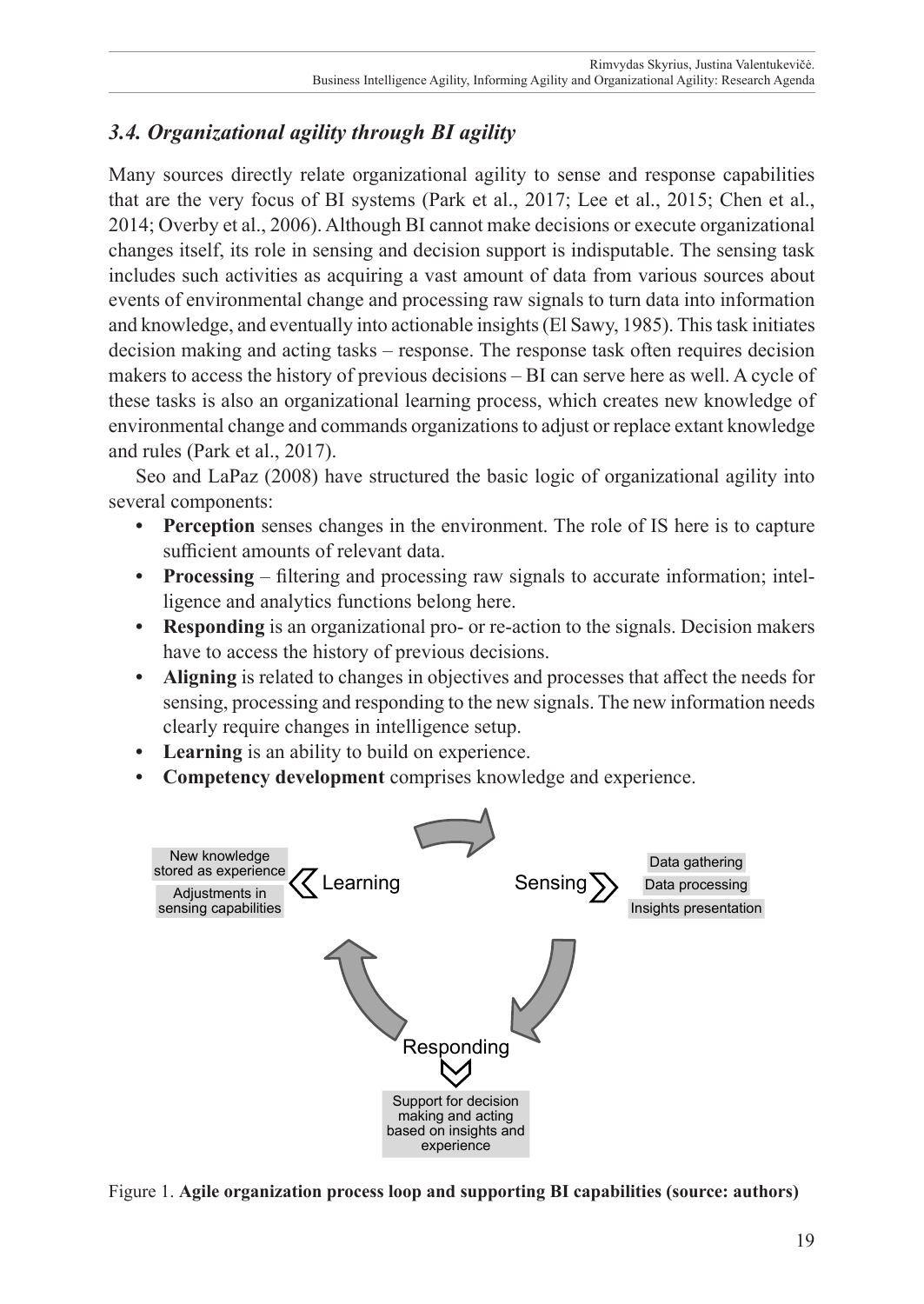### 3.4. Organizational agility through BI agility

Many sources directly relate organizational agility to sense and response capabilities that are the very focus of BI systems (Park et al., 2017; Lee et al., 2015; Chen et al., 2014; Overby et al., 2006). Although BI cannot make decisions or execute organizational changes itself, its role in sensing and decision support is indisputable. The sensing task includes such activities as acquiring a vast amount of data from various sources about events of environmental change and processing raw signals to turn data into information and knowledge, and eventually into actionable insights (El Sawy, 1985). This task initiates decision making and acting tasks – response. The response task often requires decision makers to access the history of previous decisions – BI can serve here as well. A cycle of these tasks is also an organizational learning process, which creates new knowledge of environmental change and commands organizations to adjust or replace extant knowledge and rules (Park et al., 2017).

Seo and LaPaz (2008) have structured the basic logic of organizational agility into several components:

- **Perception** senses changes in the environment. The role of IS here is to capture sufficient amounts of relevant data.
- **Processing** – filtering and processing raw signals to accurate information; intelligence and analytics functions belong here.
- **Responding** is an organizational pro- or re-action to the signals. Decision makers have to access the history of previous decisions.
- **Aligning** is related to changes in objectives and processes that affect the needs for sensing, processing and responding to the new signals. The new information needs clearly require changes in intelligence setup.
- **Learning** is an ability to build on experience.
- **Competency development** comprises knowledge and experience.

New knowledge stored as experience | Adjustments in sensing capabilities — Learning

Sensing — Data gathering | Data processing | Insights presentation

Responding — Support for decision making and acting based on insights and experience

Figure 1. **Agile organization process loop and supporting BI capabilities (source: authors)**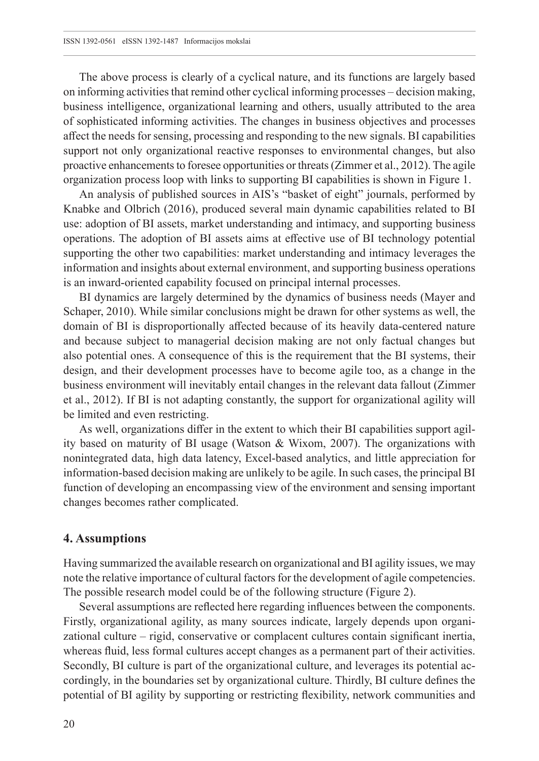The above process is clearly of a cyclical nature, and its functions are largely based on informing activities that remind other cyclical informing processes – decision making, business intelligence, organizational learning and others, usually attributed to the area of sophisticated informing activities. The changes in business objectives and processes affect the needs for sensing, processing and responding to the new signals. BI capabilities support not only organizational reactive responses to environmental changes, but also proactive enhancements to foresee opportunities or threats (Zimmer et al., 2012). The agile organization process loop with links to supporting BI capabilities is shown in Figure 1.

An analysis of published sources in AIS's "basket of eight" journals, performed by Knabke and Olbrich (2016), produced several main dynamic capabilities related to BI use: adoption of BI assets, market understanding and intimacy, and supporting business operations. The adoption of BI assets aims at effective use of BI technology potential supporting the other two capabilities: market understanding and intimacy leverages the information and insights about external environment, and supporting business operations is an inward-oriented capability focused on principal internal processes.

BI dynamics are largely determined by the dynamics of business needs (Mayer and Schaper, 2010). While similar conclusions might be drawn for other systems as well, the domain of BI is disproportionally affected because of its heavily data-centered nature and because subject to managerial decision making are not only factual changes but also potential ones. A consequence of this is the requirement that the BI systems, their design, and their development processes have to become agile too, as a change in the business environment will inevitably entail changes in the relevant data fallout (Zimmer et al., 2012). If BI is not adapting constantly, the support for organizational agility will be limited and even restricting.

As well, organizations differ in the extent to which their BI capabilities support agility based on maturity of BI usage (Watson & Wixom, 2007). The organizations with nonintegrated data, high data latency, Excel-based analytics, and little appreciation for information-based decision making are unlikely to be agile. In such cases, the principal BI function of developing an encompassing view of the environment and sensing important changes becomes rather complicated.

## 4. Assumptions

Having summarized the available research on organizational and BI agility issues, we may note the relative importance of cultural factors for the development of agile competencies. The possible research model could be of the following structure (Figure 2).

Several assumptions are reflected here regarding influences between the components. Firstly, organizational agility, as many sources indicate, largely depends upon organizational culture – rigid, conservative or complacent cultures contain significant inertia, whereas fluid, less formal cultures accept changes as a permanent part of their activities. Secondly, BI culture is part of the organizational culture, and leverages its potential accordingly, in the boundaries set by organizational culture. Thirdly, BI culture defines the potential of BI agility by supporting or restricting flexibility, network communities and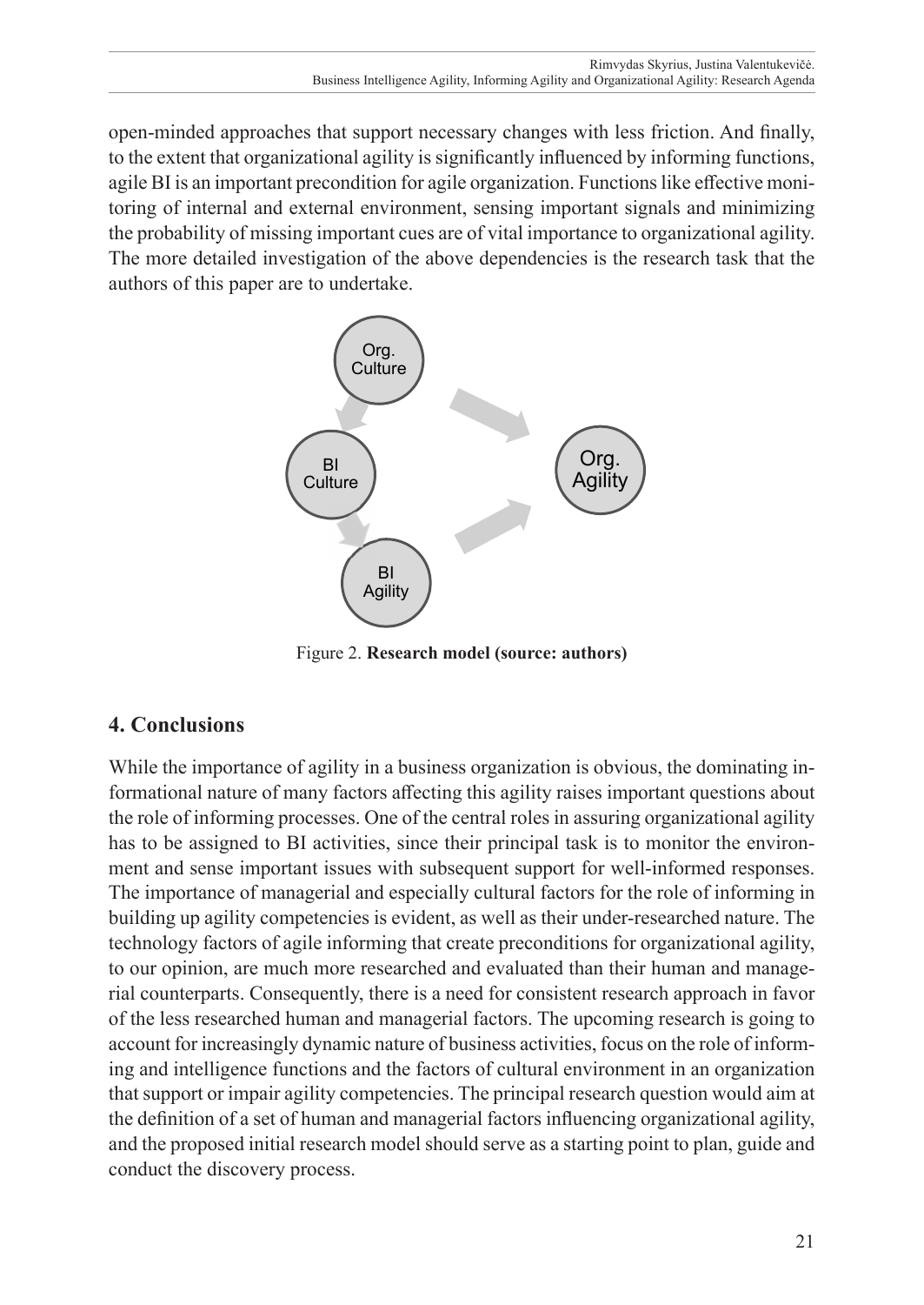open-minded approaches that support necessary changes with less friction. And finally, to the extent that organizational agility is significantly influenced by informing functions, agile BI is an important precondition for agile organization. Functions like effective monitoring of internal and external environment, sensing important signals and minimizing the probability of missing important cues are of vital importance to organizational agility. The more detailed investigation of the above dependencies is the research task that the authors of this paper are to undertake.

Figure 2. **Research model (source: authors)**

## 4. Conclusions

While the importance of agility in a business organization is obvious, the dominating informational nature of many factors affecting this agility raises important questions about the role of informing processes. One of the central roles in assuring organizational agility has to be assigned to BI activities, since their principal task is to monitor the environment and sense important issues with subsequent support for well-informed responses. The importance of managerial and especially cultural factors for the role of informing in building up agility competencies is evident, as well as their under-researched nature. The technology factors of agile informing that create preconditions for organizational agility, to our opinion, are much more researched and evaluated than their human and managerial counterparts. Consequently, there is a need for consistent research approach in favor of the less researched human and managerial factors. The upcoming research is going to account for increasingly dynamic nature of business activities, focus on the role of informing and intelligence functions and the factors of cultural environment in an organization that support or impair agility competencies. The principal research question would aim at the definition of a set of human and managerial factors influencing organizational agility, and the proposed initial research model should serve as a starting point to plan, guide and conduct the discovery process.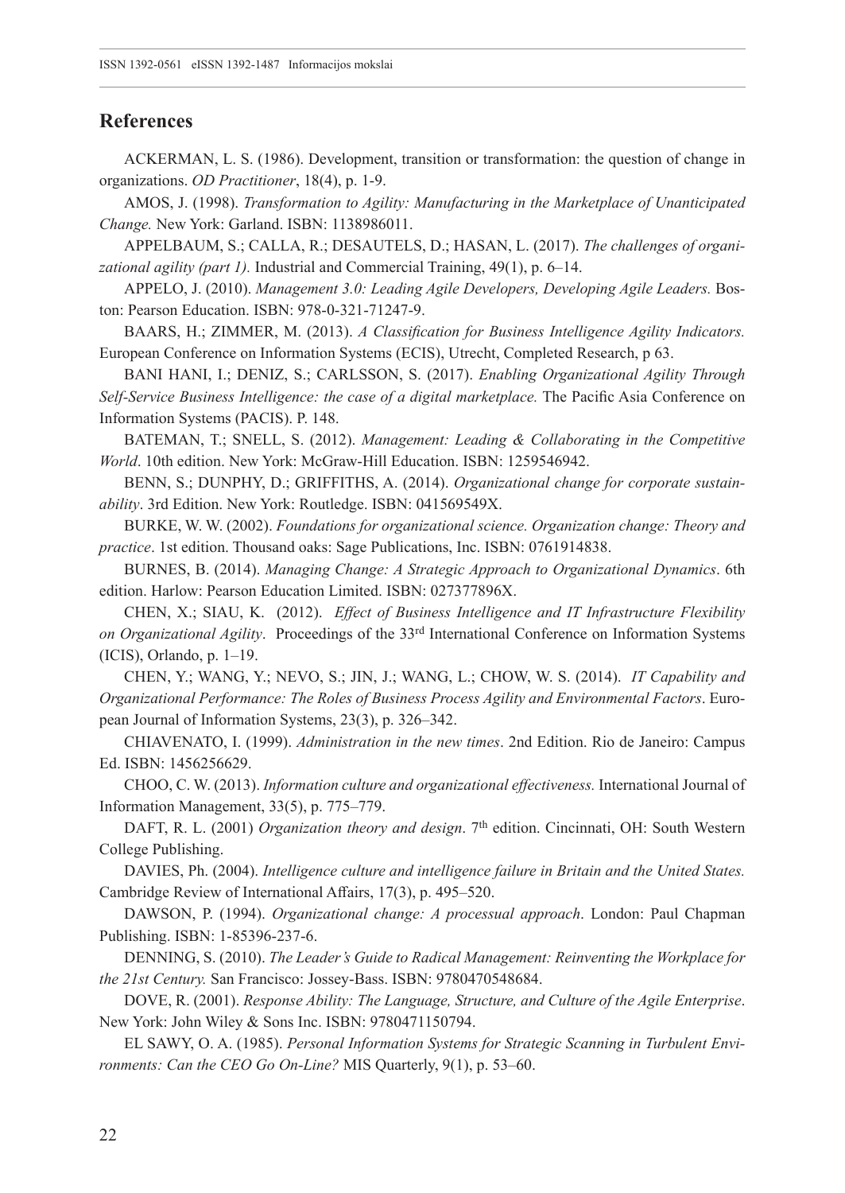## References

ACKERMAN, L. S. (1986). Development, transition or transformation: the question of change in organizations. *OD Practitioner*, 18(4), p. 1-9.

AMOS, J. (1998). *Transformation to Agility: Manufacturing in the Marketplace of Unanticipated Change.* New York: Garland. ISBN: 1138986011.

APPELBAUM, S.; CALLA, R.; DESAUTELS, D.; HASAN, L. (2017). *The challenges of organizational agility (part 1).* Industrial and Commercial Training, 49(1), p. 6–14.

APPELO, J. (2010). *Management 3.0: Leading Agile Developers, Developing Agile Leaders.* Boston: Pearson Education. ISBN: 978-0-321-71247-9.

BAARS, H.; ZIMMER, M. (2013). *A Classification for Business Intelligence Agility Indicators.* European Conference on Information Systems (ECIS), Utrecht, Completed Research, p 63.

BANI HANI, I.; DENIZ, S.; CARLSSON, S. (2017). *Enabling Organizational Agility Through Self-Service Business Intelligence: the case of a digital marketplace.* The Pacific Asia Conference on Information Systems (PACIS). P. 148.

BATEMAN, T.; SNELL, S. (2012). *Management: Leading & Collaborating in the Competitive World*. 10th edition. New York: McGraw-Hill Education. ISBN: 1259546942.

BENN, S.; DUNPHY, D.; GRIFFITHS, A. (2014). *Organizational change for corporate sustainability*. 3rd Edition. New York: Routledge. ISBN: 041569549X.

BURKE, W. W. (2002). *Foundations for organizational science. Organization change: Theory and practice*. 1st edition. Thousand oaks: Sage Publications, Inc. ISBN: 0761914838.

BURNES, B. (2014). *Managing Change: A Strategic Approach to Organizational Dynamics*. 6th edition. Harlow: Pearson Education Limited. ISBN: 027377896X.

CHEN, X.; SIAU, K. (2012). *Effect of Business Intelligence and IT Infrastructure Flexibility on Organizational Agility*. Proceedings of the 33rd International Conference on Information Systems (ICIS), Orlando, p. 1–19.

CHEN, Y.; WANG, Y.; NEVO, S.; JIN, J.; WANG, L.; CHOW, W. S. (2014). *IT Capability and Organizational Performance: The Roles of Business Process Agility and Environmental Factors*. European Journal of Information Systems, 23(3), p. 326–342.

CHIAVENATO, I. (1999). *Administration in the new times*. 2nd Edition. Rio de Janeiro: Campus Ed. ISBN: 1456256629.

CHOO, C. W. (2013). *Information culture and organizational effectiveness.* International Journal of Information Management, 33(5), p. 775–779.

DAFT, R. L. (2001) *Organization theory and design*. 7th edition. Cincinnati, OH: South Western College Publishing.

DAVIES, Ph. (2004). *Intelligence culture and intelligence failure in Britain and the United States.* Cambridge Review of International Affairs, 17(3), p. 495–520.

DAWSON, P. (1994). *Organizational change: A processual approach*. London: Paul Chapman Publishing. ISBN: 1-85396-237-6.

DENNING, S. (2010). *The Leader's Guide to Radical Management: Reinventing the Workplace for the 21st Century.* San Francisco: Jossey-Bass. ISBN: 9780470548684.

DOVE, R. (2001). *Response Ability: The Language, Structure, and Culture of the Agile Enterprise*. New York: John Wiley & Sons Inc. ISBN: 9780471150794.

EL SAWY, O. A. (1985). *Personal Information Systems for Strategic Scanning in Turbulent Environments: Can the CEO Go On-Line?* MIS Quarterly, 9(1), p. 53–60.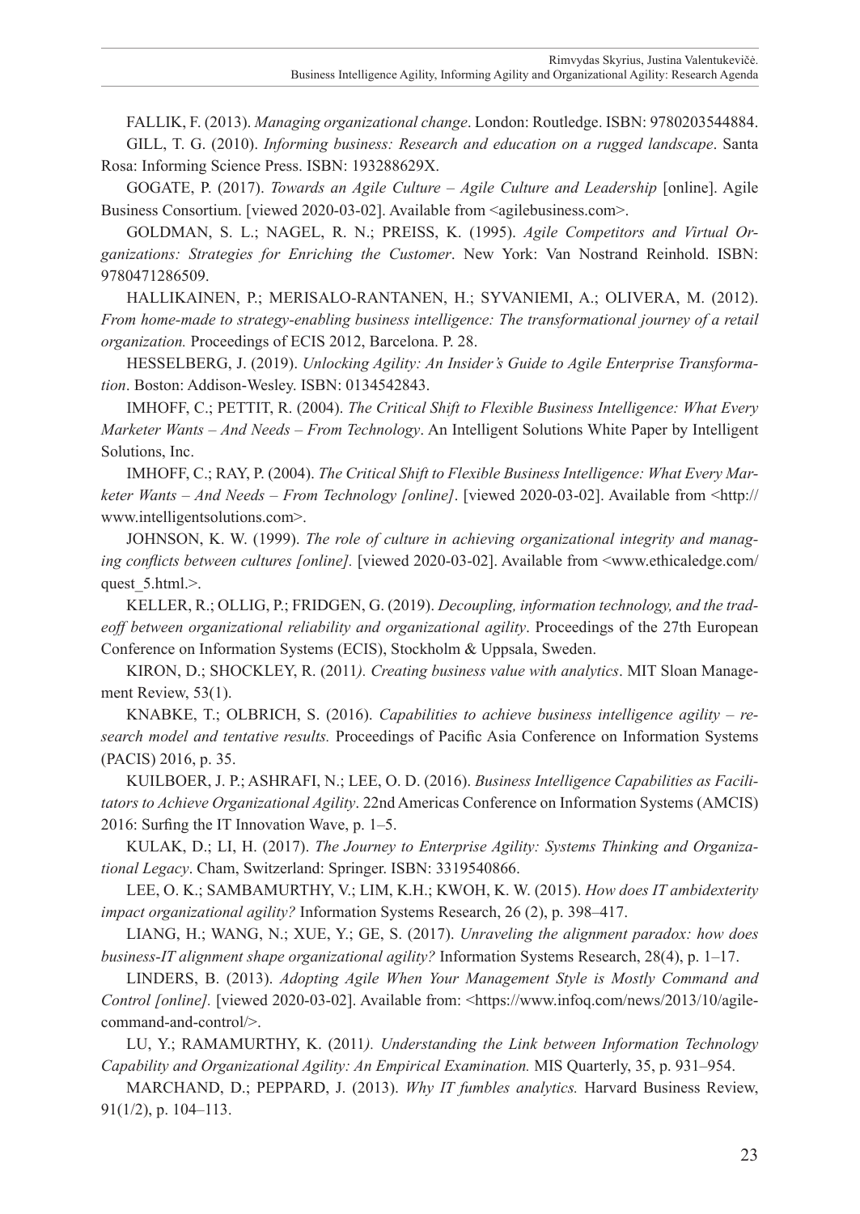FALLIK, F. (2013). *Managing organizational change*. London: Routledge. ISBN: 9780203544884.

GILL, T. G. (2010). *Informing business: Research and education on a rugged landscape*. Santa Rosa: Informing Science Press. ISBN: 193288629X.

GOGATE, P. (2017). *Towards an Agile Culture – Agile Culture and Leadership* [online]. Agile Business Consortium. [viewed 2020-03-02]. Available from <agilebusiness.com>.

GOLDMAN, S. L.; NAGEL, R. N.; PREISS, K. (1995). *Agile Competitors and Virtual Organizations: Strategies for Enriching the Customer*. New York: Van Nostrand Reinhold. ISBN: 9780471286509.

HALLIKAINEN, P.; MERISALO-RANTANEN, H.; SYVANIEMI, A.; OLIVERA, M. (2012). *From home-made to strategy-enabling business intelligence: The transformational journey of a retail organization.* Proceedings of ECIS 2012, Barcelona. P. 28.

HESSELBERG, J. (2019). *Unlocking Agility: An Insider's Guide to Agile Enterprise Transformation*. Boston: Addison-Wesley. ISBN: 0134542843.

IMHOFF, C.; PETTIT, R. (2004). *The Critical Shift to Flexible Business Intelligence: What Every Marketer Wants – And Needs – From Technology*. An Intelligent Solutions White Paper by Intelligent Solutions, Inc.

IMHOFF, C.; RAY, P. (2004). *The Critical Shift to Flexible Business Intelligence: What Every Marketer Wants – And Needs – From Technology [online]*. [viewed 2020-03-02]. Available from <http://www.intelligentsolutions.com>.

JOHNSON, K. W. (1999). *The role of culture in achieving organizational integrity and managing conflicts between cultures [online].* [viewed 2020-03-02]. Available from <www.ethicaledge.com/quest_5.html.>.

KELLER, R.; OLLIG, P.; FRIDGEN, G. (2019). *Decoupling, information technology, and the tradeoff between organizational reliability and organizational agility*. Proceedings of the 27th European Conference on Information Systems (ECIS), Stockholm & Uppsala, Sweden.

KIRON, D.; SHOCKLEY, R. (2011*). Creating business value with analytics*. MIT Sloan Management Review, 53(1).

KNABKE, T.; OLBRICH, S. (2016). *Capabilities to achieve business intelligence agility – research model and tentative results.* Proceedings of Pacific Asia Conference on Information Systems (PACIS) 2016, p. 35.

KUILBOER, J. P.; ASHRAFI, N.; LEE, O. D. (2016). *Business Intelligence Capabilities as Facilitators to Achieve Organizational Agility*. 22nd Americas Conference on Information Systems (AMCIS) 2016: Surfing the IT Innovation Wave, p. 1–5.

KULAK, D.; LI, H. (2017). *The Journey to Enterprise Agility: Systems Thinking and Organizational Legacy*. Cham, Switzerland: Springer. ISBN: 3319540866.

LEE, O. K.; SAMBAMURTHY, V.; LIM, K.H.; KWOH, K. W. (2015). *How does IT ambidexterity impact organizational agility?* Information Systems Research, 26 (2), p. 398–417.

LIANG, H.; WANG, N.; XUE, Y.; GE, S. (2017). *Unraveling the alignment paradox: how does business-IT alignment shape organizational agility?* Information Systems Research, 28(4), p. 1–17.

LINDERS, B. (2013). *Adopting Agile When Your Management Style is Mostly Command and Control [online].* [viewed 2020-03-02]. Available from: <https://www.infoq.com/news/2013/10/agile-command-and-control/>.

LU, Y.; RAMAMURTHY, K. (2011*). Understanding the Link between Information Technology Capability and Organizational Agility: An Empirical Examination.* MIS Quarterly, 35, p. 931–954.

MARCHAND, D.; PEPPARD, J. (2013). *Why IT fumbles analytics.* Harvard Business Review, 91(1/2), p. 104–113.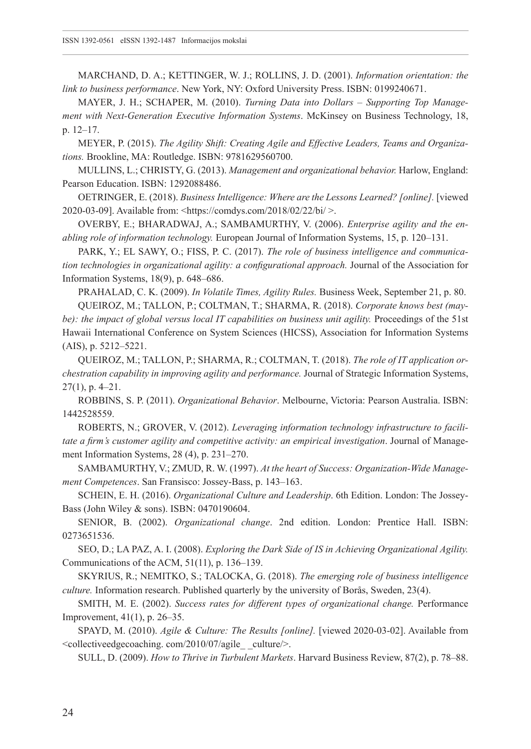MARCHAND, D. A.; KETTINGER, W. J.; ROLLINS, J. D. (2001). *Information orientation: the link to business performance*. New York, NY: Oxford University Press. ISBN: 0199240671.

MAYER, J. H.; SCHAPER, M. (2010). *Turning Data into Dollars – Supporting Top Management with Next-Generation Executive Information Systems*. McKinsey on Business Technology, 18, p. 12–17.

MEYER, P. (2015). *The Agility Shift: Creating Agile and Effective Leaders, Teams and Organizations.* Brookline, MA: Routledge. ISBN: 9781629560700.

MULLINS, L.; CHRISTY, G. (2013). *Management and organizational behavior.* Harlow, England: Pearson Education. ISBN: 1292088486.

OETRINGER, E. (2018). *Business Intelligence: Where are the Lessons Learned? [online].* [viewed 2020-03-09]. Available from: <https://comdys.com/2018/02/22/bi/ >.

OVERBY, E.; BHARADWAJ, A.; SAMBAMURTHY, V. (2006). *Enterprise agility and the enabling role of information technology.* European Journal of Information Systems, 15, p. 120–131.

PARK, Y.; EL SAWY, O.; FISS, P. C. (2017). *The role of business intelligence and communication technologies in organizational agility: a configurational approach.* Journal of the Association for Information Systems, 18(9), p. 648–686.

PRAHALAD, C. K. (2009). *In Volatile Times, Agility Rules.* Business Week, September 21, p. 80.

QUEIROZ, M.; TALLON, P.; COLTMAN, T.; SHARMA, R. (2018). *Corporate knows best (maybe): the impact of global versus local IT capabilities on business unit agility.* Proceedings of the 51st Hawaii International Conference on System Sciences (HICSS), Association for Information Systems (AIS), p. 5212–5221.

QUEIROZ, M.; TALLON, P.; SHARMA, R.; COLTMAN, T. (2018). *The role of IT application orchestration capability in improving agility and performance.* Journal of Strategic Information Systems, 27(1), p. 4–21.

ROBBINS, S. P. (2011). *Organizational Behavior*. Melbourne, Victoria: Pearson Australia. ISBN: 1442528559.

ROBERTS, N.; GROVER, V. (2012). *Leveraging information technology infrastructure to facilitate a firm's customer agility and competitive activity: an empirical investigation*. Journal of Management Information Systems, 28 (4), p. 231–270.

SAMBAMURTHY, V.; ZMUD, R. W. (1997). *At the heart of Success: Organization-Wide Management Competences*. San Fransisco: Jossey-Bass, p. 143–163.

SCHEIN, E. H. (2016). *Organizational Culture and Leadership*. 6th Edition. London: The Jossey-Bass (John Wiley & sons). ISBN: 0470190604.

SENIOR, B. (2002). *Organizational change*. 2nd edition. London: Prentice Hall. ISBN: 0273651536.

SEO, D.; LA PAZ, A. I. (2008). *Exploring the Dark Side of IS in Achieving Organizational Agility.* Communications of the ACM, 51(11), p. 136–139.

SKYRIUS, R.; NEMITKO, S.; TALOCKA, G. (2018). *The emerging role of business intelligence culture.* Information research. Published quarterly by the university of Borås, Sweden, 23(4).

SMITH, M. E. (2002). *Success rates for different types of organizational change.* Performance Improvement, 41(1), p. 26–35.

SPAYD, M. (2010). *Agile & Culture: The Results [online].* [viewed 2020-03-02]. Available from <collectiveedgecoaching. com/2010/07/agile_ _culture/>.

SULL, D. (2009). *How to Thrive in Turbulent Markets*. Harvard Business Review, 87(2), p. 78–88.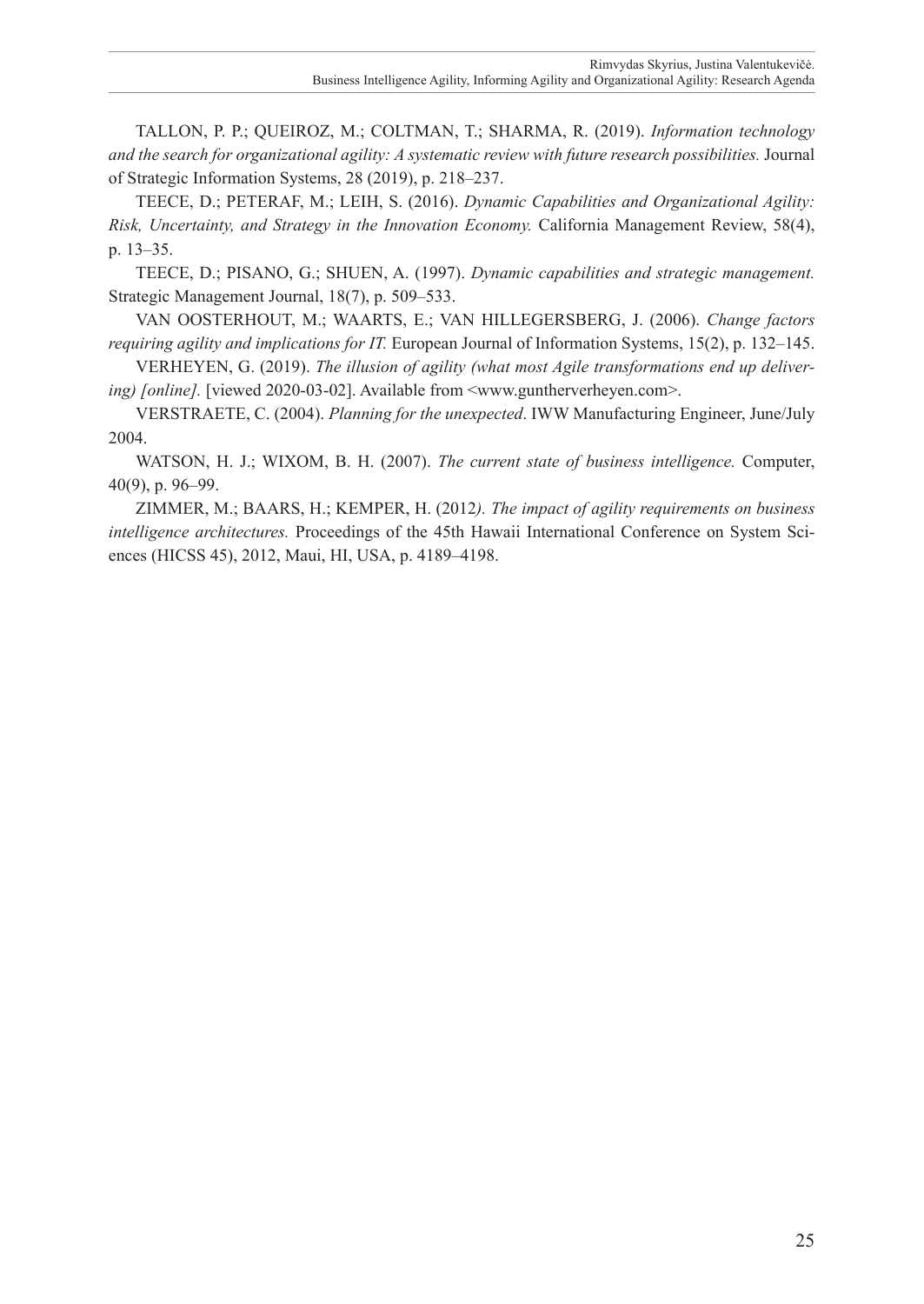TALLON, P. P.; QUEIROZ, M.; COLTMAN, T.; SHARMA, R. (2019). *Information technology and the search for organizational agility: A systematic review with future research possibilities.* Journal of Strategic Information Systems, 28 (2019), p. 218–237.

TEECE, D.; PETERAF, M.; LEIH, S. (2016). *Dynamic Capabilities and Organizational Agility: Risk, Uncertainty, and Strategy in the Innovation Economy.* California Management Review, 58(4), p. 13–35.

TEECE, D.; PISANO, G.; SHUEN, A. (1997). *Dynamic capabilities and strategic management.* Strategic Management Journal, 18(7), p. 509–533.

VAN OOSTERHOUT, M.; WAARTS, E.; VAN HILLEGERSBERG, J. (2006). *Change factors requiring agility and implications for IT.* European Journal of Information Systems, 15(2), p. 132–145.

VERHEYEN, G. (2019). *The illusion of agility (what most Agile transformations end up delivering) [online].* [viewed 2020-03-02]. Available from <www.guntherverheyen.com>.

VERSTRAETE, C. (2004). *Planning for the unexpected*. IWW Manufacturing Engineer, June/July 2004.

WATSON, H. J.; WIXOM, B. H. (2007). *The current state of business intelligence.* Computer, 40(9), p. 96–99.

ZIMMER, M.; BAARS, H.; KEMPER, H. (2012*). The impact of agility requirements on business intelligence architectures.* Proceedings of the 45th Hawaii International Conference on System Sciences (HICSS 45), 2012, Maui, HI, USA, p. 4189–4198.